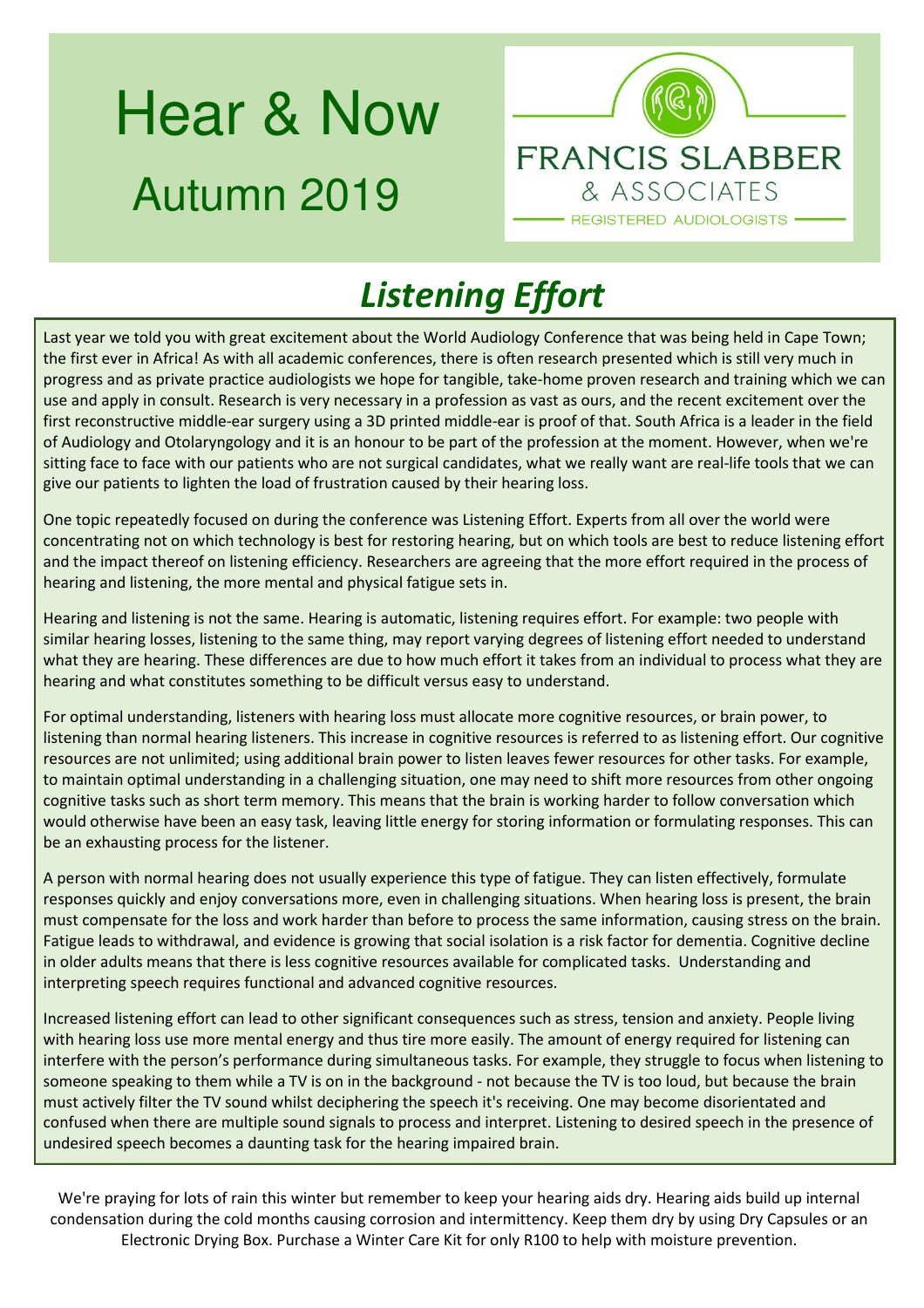# Hear & Now

## Autumn 2019

FRANCIS SLABBER & ASSOCIATES

REGISTERED AUDIOLOGISTS

## *Listening Effort*

Last year we told you with great excitement about the World Audiology Conference that was being held in Cape Town; the first ever in Africa! As with all academic conferences, there is often research presented which is still very much in progress and as private practice audiologists we hope for tangible, take-home proven research and training which we can use and apply in consult. Research is very necessary in a profession as vast as ours, and the recent excitement over the first reconstructive middle-ear surgery using a 3D printed middle-ear is proof of that. South Africa is a leader in the field of Audiology and Otolaryngology and it is an honour to be part of the profession at the moment. However, when we're sitting face to face with our patients who are not surgical candidates, what we really want are real-life tools that we can give our patients to lighten the load of frustration caused by their hearing loss.

One topic repeatedly focused on during the conference was Listening Effort. Experts from all over the world were concentrating not on which technology is best for restoring hearing, but on which tools are best to reduce listening effort and the impact thereof on listening efficiency. Researchers are agreeing that the more effort required in the process of hearing and listening, the more mental and physical fatigue sets in.

Hearing and listening is not the same. Hearing is automatic, listening requires effort. For example: two people with similar hearing losses, listening to the same thing, may report varying degrees of listening effort needed to understand what they are hearing. These differences are due to how much effort it takes from an individual to process what they are hearing and what constitutes something to be difficult versus easy to understand.

For optimal understanding, listeners with hearing loss must allocate more cognitive resources, or brain power, to listening than normal hearing listeners. This increase in cognitive resources is referred to as listening effort. Our cognitive resources are not unlimited; using additional brain power to listen leaves fewer resources for other tasks. For example, to maintain optimal understanding in a challenging situation, one may need to shift more resources from other ongoing cognitive tasks such as short term memory. This means that the brain is working harder to follow conversation which would otherwise have been an easy task, leaving little energy for storing information or formulating responses. This can be an exhausting process for the listener.

A person with normal hearing does not usually experience this type of fatigue. They can listen effectively, formulate responses quickly and enjoy conversations more, even in challenging situations. When hearing loss is present, the brain must compensate for the loss and work harder than before to process the same information, causing stress on the brain. Fatigue leads to withdrawal, and evidence is growing that social isolation is a risk factor for dementia. Cognitive decline in older adults means that there is less cognitive resources available for complicated tasks. Understanding and interpreting speech requires functional and advanced cognitive resources.

Increased listening effort can lead to other significant consequences such as stress, tension and anxiety. People living with hearing loss use more mental energy and thus tire more easily. The amount of energy required for listening can interfere with the person's performance during simultaneous tasks. For example, they struggle to focus when listening to someone speaking to them while a TV is on in the background - not because the TV is too loud, but because the brain must actively filter the TV sound whilst deciphering the speech it's receiving. One may become disorientated and confused when there are multiple sound signals to process and interpret. Listening to desired speech in the presence of undesired speech becomes a daunting task for the hearing impaired brain.

We're praying for lots of rain this winter but remember to keep your hearing aids dry. Hearing aids build up internal condensation during the cold months causing corrosion and intermittency. Keep them dry by using Dry Capsules or an Electronic Drying Box. Purchase a Winter Care Kit for only R100 to help with moisture prevention.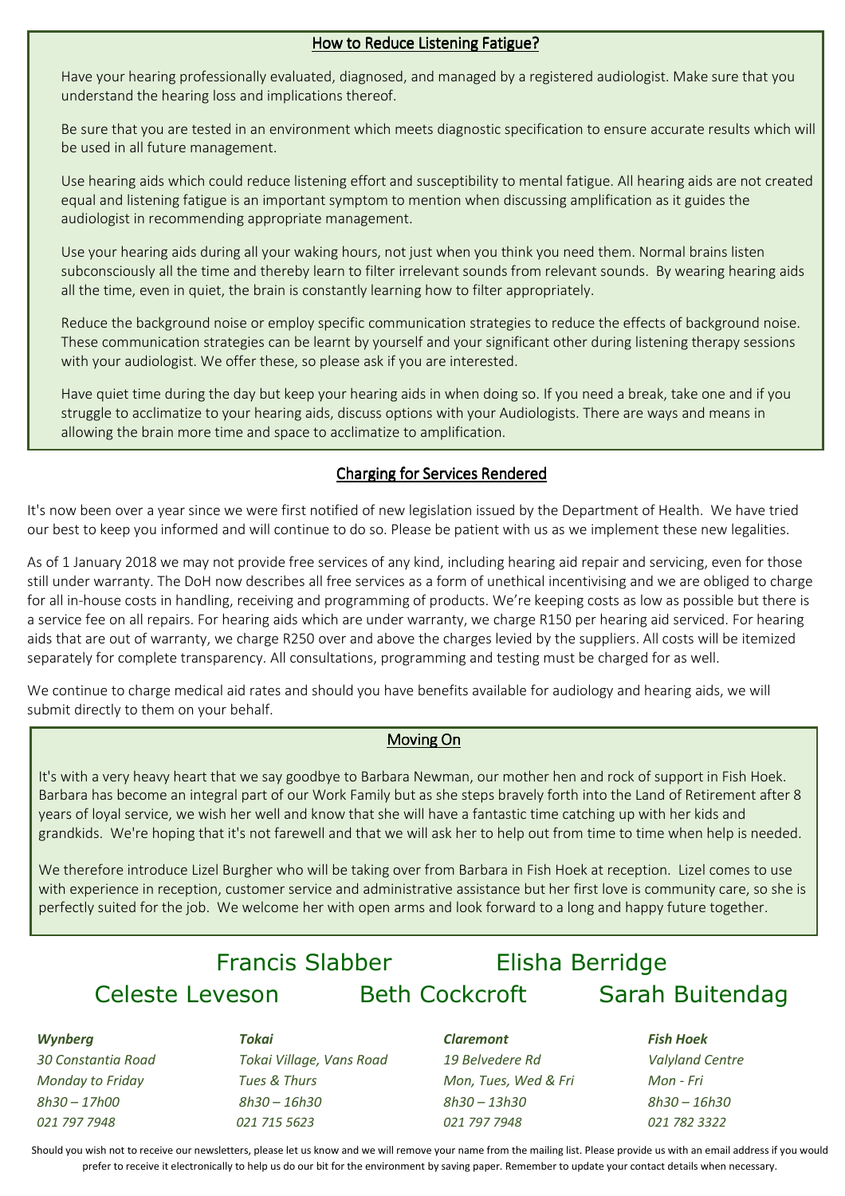## How to Reduce Listening Fatigue?

Have your hearing professionally evaluated, diagnosed, and managed by a registered audiologist. Make sure that you understand the hearing loss and implications thereof.

Be sure that you are tested in an environment which meets diagnostic specification to ensure accurate results which will be used in all future management.

Use hearing aids which could reduce listening effort and susceptibility to mental fatigue. All hearing aids are not created equal and listening fatigue is an important symptom to mention when discussing amplification as it guides the audiologist in recommending appropriate management.

Use your hearing aids during all your waking hours, not just when you think you need them. Normal brains listen subconsciously all the time and thereby learn to filter irrelevant sounds from relevant sounds. By wearing hearing aids all the time, even in quiet, the brain is constantly learning how to filter appropriately.

Reduce the background noise or employ specific communication strategies to reduce the effects of background noise. These communication strategies can be learnt by yourself and your significant other during listening therapy sessions with your audiologist. We offer these, so please ask if you are interested.

Have quiet time during the day but keep your hearing aids in when doing so. If you need a break, take one and if you struggle to acclimatize to your hearing aids, discuss options with your Audiologists. There are ways and means in allowing the brain more time and space to acclimatize to amplification.

## Charging for Services Rendered

It's now been over a year since we were first notified of new legislation issued by the Department of Health. We have tried our best to keep you informed and will continue to do so. Please be patient with us as we implement these new legalities.

As of 1 January 2018 we may not provide free services of any kind, including hearing aid repair and servicing, even for those still under warranty. The DoH now describes all free services as a form of unethical incentivising and we are obliged to charge for all in-house costs in handling, receiving and programming of products. We're keeping costs as low as possible but there is a service fee on all repairs. For hearing aids which are under warranty, we charge R150 per hearing aid serviced. For hearing aids that are out of warranty, we charge R250 over and above the charges levied by the suppliers. All costs will be itemized separately for complete transparency. All consultations, programming and testing must be charged for as well.

We continue to charge medical aid rates and should you have benefits available for audiology and hearing aids, we will submit directly to them on your behalf.

## Moving On

It's with a very heavy heart that we say goodbye to Barbara Newman, our mother hen and rock of support in Fish Hoek. Barbara has become an integral part of our Work Family but as she steps bravely forth into the Land of Retirement after 8 years of loyal service, we wish her well and know that she will have a fantastic time catching up with her kids and grandkids. We're hoping that it's not farewell and that we will ask her to help out from time to time when help is needed.

We therefore introduce Lizel Burgher who will be taking over from Barbara in Fish Hoek at reception. Lizel comes to use with experience in reception, customer service and administrative assistance but her first love is community care, so she is perfectly suited for the job. We welcome her with open arms and look forward to a long and happy future together.

Francis Slabber Elisha Berridge

Celeste Leveson Beth Cockcroft Sarah Buitendag

| | | | |
|---|---|---|---|
| ***Wynberg*** | ***Tokai*** | ***Claremont*** | ***Fish Hoek*** |
| *30 Constantia Road* | *Tokai Village, Vans Road* | *19 Belvedere Rd* | *Valyland Centre* |
| *Monday to Friday* | *Tues & Thurs* | *Mon, Tues, Wed & Fri* | *Mon - Fri* |
| *8h30 – 17h00* | *8h30 – 16h30* | *8h30 – 13h30* | *8h30 – 16h30* |
| *021 797 7948* | *021 715 5623* | *021 797 7948* | *021 782 3322* |

Should you wish not to receive our newsletters, please let us know and we will remove your name from the mailing list. Please provide us with an email address if you would prefer to receive it electronically to help us do our bit for the environment by saving paper. Remember to update your contact details when necessary.